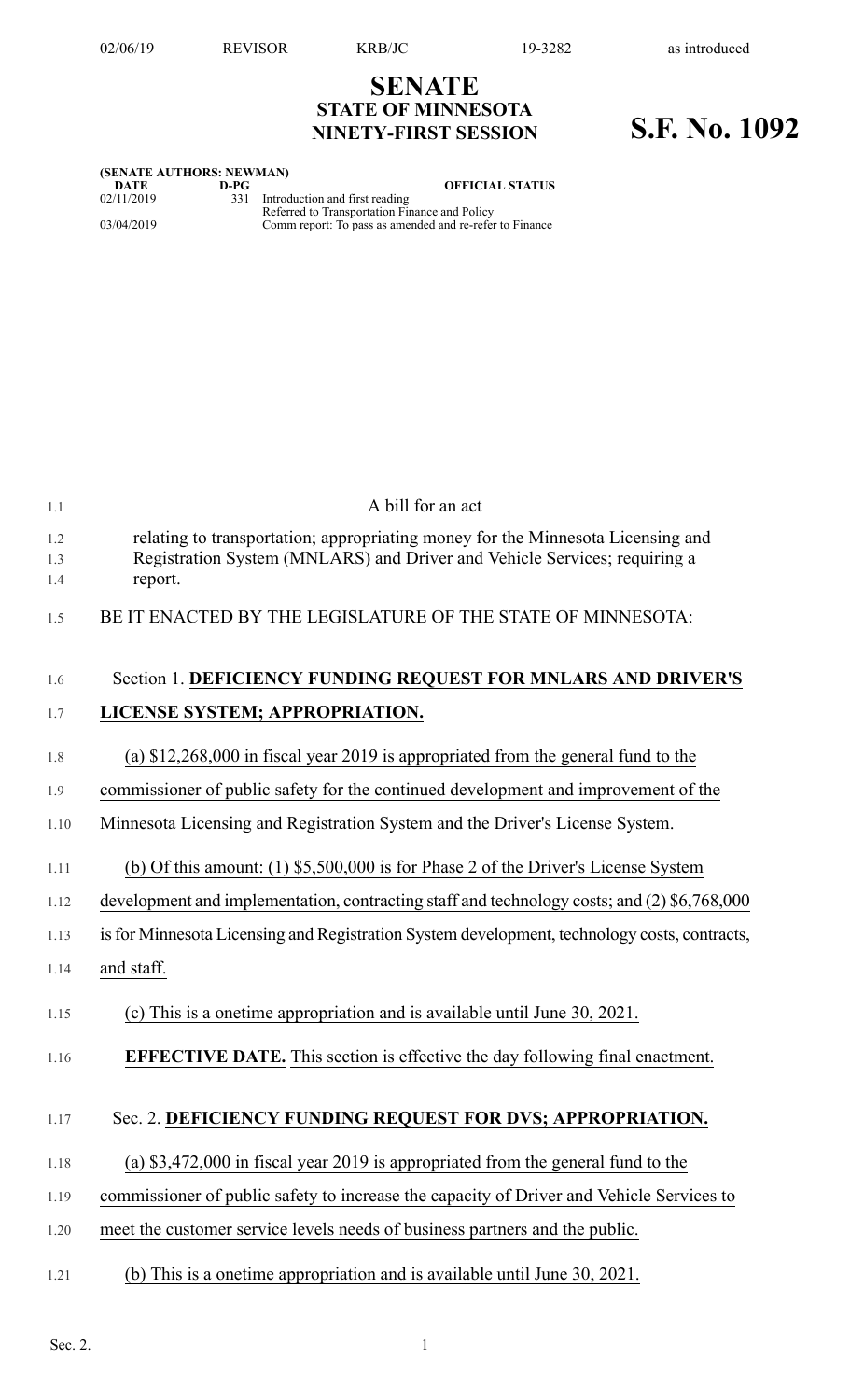# SENATE
## STATE OF MINNESOTA
## NINETY-FIRST SESSION

# S.F. No. 1092

**(SENATE AUTHORS: NEWMAN)**

| DATE | D-PG | OFFICIAL STATUS |
|---|---|---|
| 02/11/2019 | 331 | Introduction and first reading |
| | | Referred to Transportation Finance and Policy |
| 03/04/2019 | | Comm report: To pass as amended and re-refer to Finance |

A bill for an act

relating to transportation; appropriating money for the Minnesota Licensing and Registration System (MNLARS) and Driver and Vehicle Services; requiring a report.

BE IT ENACTED BY THE LEGISLATURE OF THE STATE OF MINNESOTA:

Section 1. **DEFICIENCY FUNDING REQUEST FOR MNLARS AND DRIVER'S LICENSE SYSTEM; APPROPRIATION.**

(a) $12,268,000 in fiscal year 2019 is appropriated from the general fund to the commissioner of public safety for the continued development and improvement of the Minnesota Licensing and Registration System and the Driver's License System.

(b) Of this amount: (1) $5,500,000 is for Phase 2 of the Driver's License System development and implementation, contracting staff and technology costs; and (2) $6,768,000 is for Minnesota Licensing and Registration System development, technology costs, contracts, and staff.

(c) This is a onetime appropriation and is available until June 30, 2021.

**EFFECTIVE DATE.** This section is effective the day following final enactment.

Sec. 2. **DEFICIENCY FUNDING REQUEST FOR DVS; APPROPRIATION.**

(a) $3,472,000 in fiscal year 2019 is appropriated from the general fund to the commissioner of public safety to increase the capacity of Driver and Vehicle Services to meet the customer service levels needs of business partners and the public.

(b) This is a onetime appropriation and is available until June 30, 2021.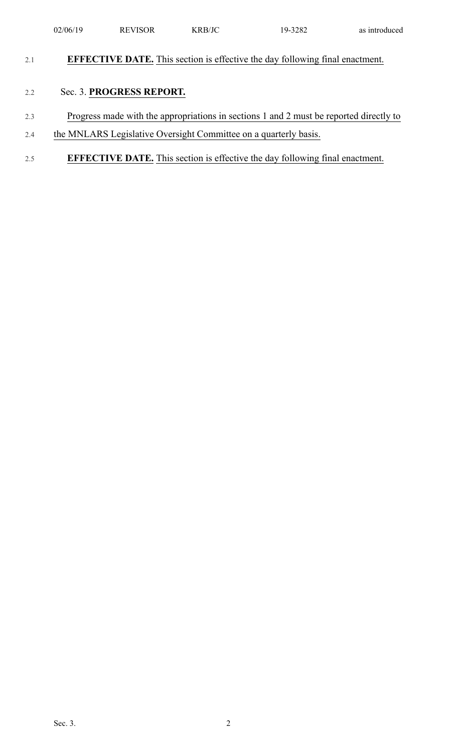**EFFECTIVE DATE.** This section is effective the day following final enactment.

Sec. 3. **PROGRESS REPORT.**

Progress made with the appropriations in sections 1 and 2 must be reported directly to the MNLARS Legislative Oversight Committee on a quarterly basis.

**EFFECTIVE DATE.** This section is effective the day following final enactment.